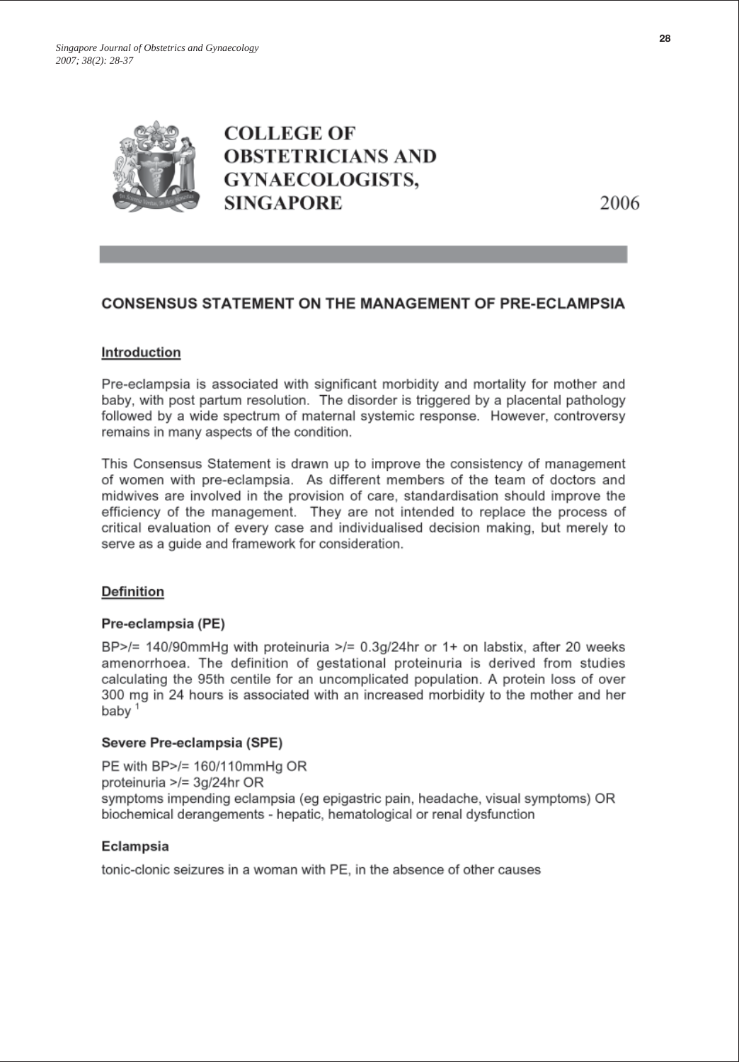# COLLEGE OF OBSTETRICIANS AND GYNAECOLOGISTS, SINGAPORE

2006

## CONSENSUS STATEMENT ON THE MANAGEMENT OF PRE-ECLAMPSIA

### Introduction

Pre-eclampsia is associated with significant morbidity and mortality for mother and baby, with post partum resolution. The disorder is triggered by a placental pathology followed by a wide spectrum of maternal systemic response. However, controversy remains in many aspects of the condition.

This Consensus Statement is drawn up to improve the consistency of management of women with pre-eclampsia. As different members of the team of doctors and midwives are involved in the provision of care, standardisation should improve the efficiency of the management. They are not intended to replace the process of critical evaluation of every case and individualised decision making, but merely to serve as a guide and framework for consideration.

### Definition

#### Pre-eclampsia (PE)

BP>/= 140/90mmHg with proteinuria >/= 0.3g/24hr or 1+ on labstix, after 20 weeks amenorrhoea. The definition of gestational proteinuria is derived from studies calculating the 95th centile for an uncomplicated population. A protein loss of over 300 mg in 24 hours is associated with an increased morbidity to the mother and her baby [1]

#### Severe Pre-eclampsia (SPE)

PE with BP>/= 160/110mmHg OR
proteinuria >/= 3g/24hr OR
symptoms impending eclampsia (eg epigastric pain, headache, visual symptoms) OR
biochemical derangements - hepatic, hematological or renal dysfunction

#### Eclampsia

tonic-clonic seizures in a woman with PE, in the absence of other causes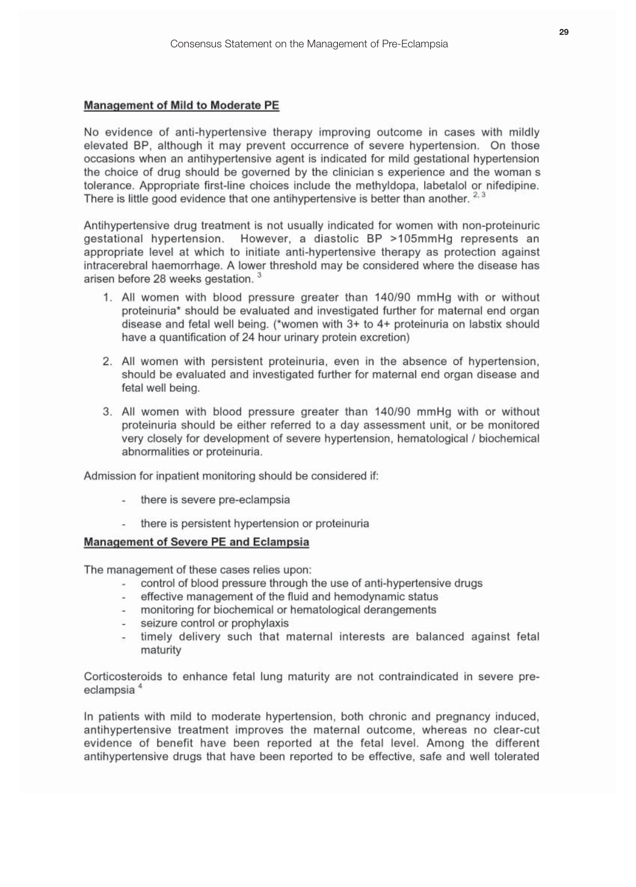## Management of Mild to Moderate PE

No evidence of anti-hypertensive therapy improving outcome in cases with mildly elevated BP, although it may prevent occurrence of severe hypertension. On those occasions when an antihypertensive agent is indicated for mild gestational hypertension the choice of drug should be governed by the clinician s experience and the woman s tolerance. Appropriate first-line choices include the methyldopa, labetalol or nifedipine. There is little good evidence that one antihypertensive is better than another. [2, 3]

Antihypertensive drug treatment is not usually indicated for women with non-proteinuric gestational hypertension. However, a diastolic BP >105mmHg represents an appropriate level at which to initiate anti-hypertensive therapy as protection against intracerebral haemorrhage. A lower threshold may be considered where the disease has arisen before 28 weeks gestation. [3]

1. All women with blood pressure greater than 140/90 mmHg with or without proteinuria* should be evaluated and investigated further for maternal end organ disease and fetal well being. (*women with 3+ to 4+ proteinuria on labstix should have a quantification of 24 hour urinary protein excretion)

2. All women with persistent proteinuria, even in the absence of hypertension, should be evaluated and investigated further for maternal end organ disease and fetal well being.

3. All women with blood pressure greater than 140/90 mmHg with or without proteinuria should be either referred to a day assessment unit, or be monitored very closely for development of severe hypertension, hematological / biochemical abnormalities or proteinuria.

Admission for inpatient monitoring should be considered if:

- there is severe pre-eclampsia
- there is persistent hypertension or proteinuria

## Management of Severe PE and Eclampsia

The management of these cases relies upon:

- control of blood pressure through the use of anti-hypertensive drugs
- effective management of the fluid and hemodynamic status
- monitoring for biochemical or hematological derangements
- seizure control or prophylaxis
- timely delivery such that maternal interests are balanced against fetal maturity

Corticosteroids to enhance fetal lung maturity are not contraindicated in severe pre-eclampsia [4]

In patients with mild to moderate hypertension, both chronic and pregnancy induced, antihypertensive treatment improves the maternal outcome, whereas no clear-cut evidence of benefit have been reported at the fetal level. Among the different antihypertensive drugs that have been reported to be effective, safe and well tolerated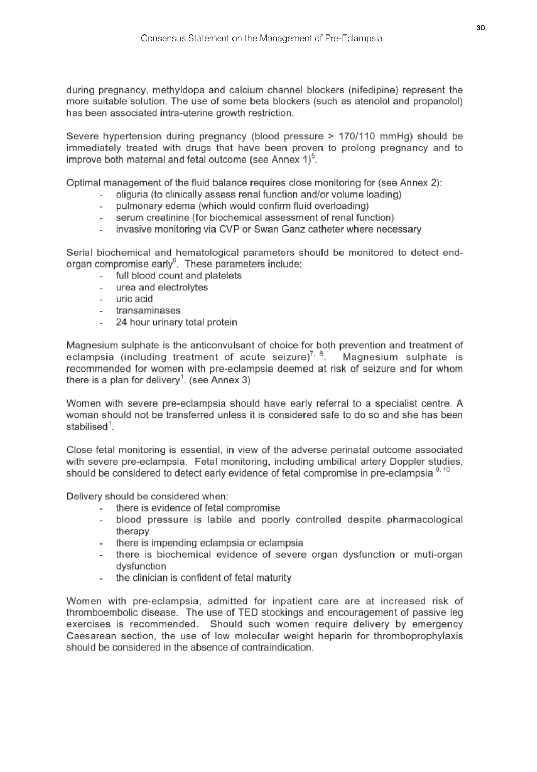during pregnancy, methyldopa and calcium channel blockers (nifedipine) represent the more suitable solution. The use of some beta blockers (such as atenolol and propanolol) has been associated intra-uterine growth restriction.

Severe hypertension during pregnancy (blood pressure > 170/110 mmHg) should be immediately treated with drugs that have been proven to prolong pregnancy and to improve both maternal and fetal outcome (see Annex 1)[5].

Optimal management of the fluid balance requires close monitoring for (see Annex 2):

- oliguria (to clinically assess renal function and/or volume loading)
- pulmonary edema (which would confirm fluid overloading)
- serum creatinine (for biochemical assessment of renal function)
- invasive monitoring via CVP or Swan Ganz catheter where necessary

Serial biochemical and hematological parameters should be monitored to detect end-organ compromise early[6]. These parameters include:

- full blood count and platelets
- urea and electrolytes
- uric acid
- transaminases
- 24 hour urinary total protein

Magnesium sulphate is the anticonvulsant of choice for both prevention and treatment of eclampsia (including treatment of acute seizure)[7, 8]. Magnesium sulphate is recommended for women with pre-eclampsia deemed at risk of seizure and for whom there is a plan for delivery[1]. (see Annex 3)

Women with severe pre-eclampsia should have early referral to a specialist centre. A woman should not be transferred unless it is considered safe to do so and she has been stabilised[1].

Close fetal monitoring is essential, in view of the adverse perinatal outcome associated with severe pre-eclampsia. Fetal monitoring, including umbilical artery Doppler studies, should be considered to detect early evidence of fetal compromise in pre-eclampsia [9, 10]

Delivery should be considered when:

- there is evidence of fetal compromise
- blood pressure is labile and poorly controlled despite pharmacological therapy
- there is impending eclampsia or eclampsia
- there is biochemical evidence of severe organ dysfunction or muti-organ dysfunction
- the clinician is confident of fetal maturity

Women with pre-eclampsia, admitted for inpatient care are at increased risk of thromboembolic disease. The use of TED stockings and encouragement of passive leg exercises is recommended. Should such women require delivery by emergency Caesarean section, the use of low molecular weight heparin for thromboprophylaxis should be considered in the absence of contraindication.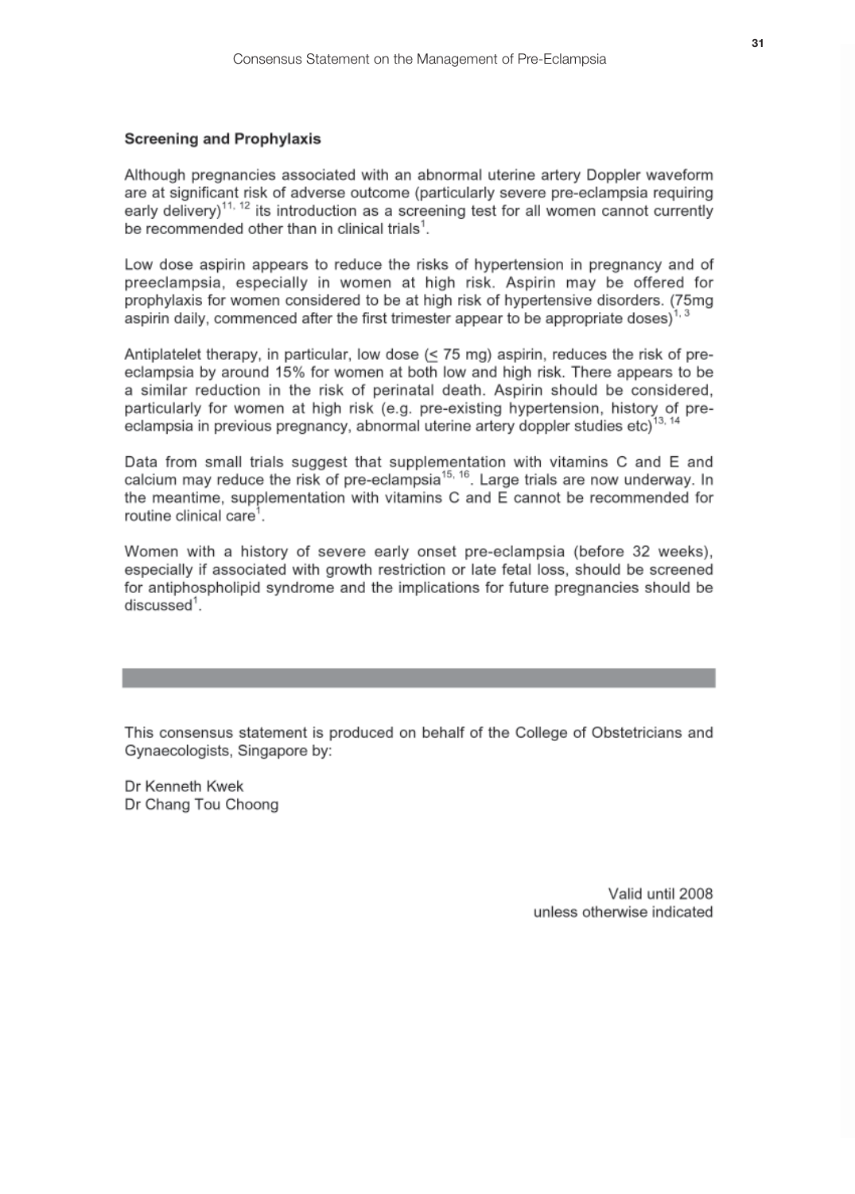## Screening and Prophylaxis

Although pregnancies associated with an abnormal uterine artery Doppler waveform are at significant risk of adverse outcome (particularly severe pre-eclampsia requiring early delivery)[11, 12] its introduction as a screening test for all women cannot currently be recommended other than in clinical trials[1].

Low dose aspirin appears to reduce the risks of hypertension in pregnancy and of preeclampsia, especially in women at high risk. Aspirin may be offered for prophylaxis for women considered to be at high risk of hypertensive disorders. (75mg aspirin daily, commenced after the first trimester appear to be appropriate doses)[1, 3]

Antiplatelet therapy, in particular, low dose (≤ 75 mg) aspirin, reduces the risk of pre-eclampsia by around 15% for women at both low and high risk. There appears to be a similar reduction in the risk of perinatal death. Aspirin should be considered, particularly for women at high risk (e.g. pre-existing hypertension, history of pre-eclampsia in previous pregnancy, abnormal uterine artery doppler studies etc)[13, 14]

Data from small trials suggest that supplementation with vitamins C and E and calcium may reduce the risk of pre-eclampsia[15, 16]. Large trials are now underway. In the meantime, supplementation with vitamins C and E cannot be recommended for routine clinical care[1].

Women with a history of severe early onset pre-eclampsia (before 32 weeks), especially if associated with growth restriction or late fetal loss, should be screened for antiphospholipid syndrome and the implications for future pregnancies should be discussed[1].

---

This consensus statement is produced on behalf of the College of Obstetricians and Gynaecologists, Singapore by:

Dr Kenneth Kwek
Dr Chang Tou Choong

Valid until 2008
unless otherwise indicated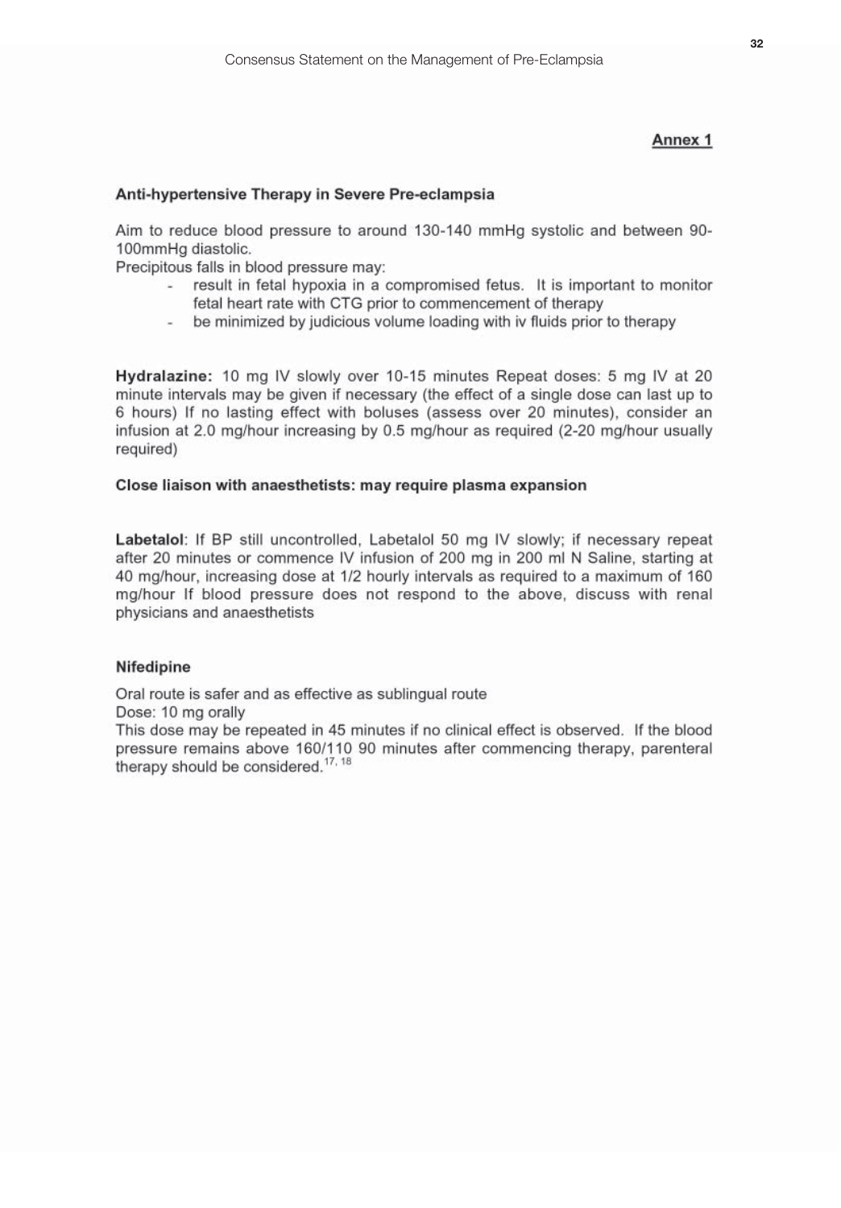**Annex 1**

### Anti-hypertensive Therapy in Severe Pre-eclampsia

Aim to reduce blood pressure to around 130-140 mmHg systolic and between 90-100mmHg diastolic.

Precipitous falls in blood pressure may:

- result in fetal hypoxia in a compromised fetus. It is important to monitor fetal heart rate with CTG prior to commencement of therapy
- be minimized by judicious volume loading with iv fluids prior to therapy

**Hydralazine:** 10 mg IV slowly over 10-15 minutes Repeat doses: 5 mg IV at 20 minute intervals may be given if necessary (the effect of a single dose can last up to 6 hours) If no lasting effect with boluses (assess over 20 minutes), consider an infusion at 2.0 mg/hour increasing by 0.5 mg/hour as required (2-20 mg/hour usually required)

**Close liaison with anaesthetists: may require plasma expansion**

**Labetalol**: If BP still uncontrolled, Labetalol 50 mg IV slowly; if necessary repeat after 20 minutes or commence IV infusion of 200 mg in 200 ml N Saline, starting at 40 mg/hour, increasing dose at 1/2 hourly intervals as required to a maximum of 160 mg/hour If blood pressure does not respond to the above, discuss with renal physicians and anaesthetists

**Nifedipine**

Oral route is safer and as effective as sublingual route

Dose: 10 mg orally

This dose may be repeated in 45 minutes if no clinical effect is observed. If the blood pressure remains above 160/110 90 minutes after commencing therapy, parenteral therapy should be considered.[17, 18]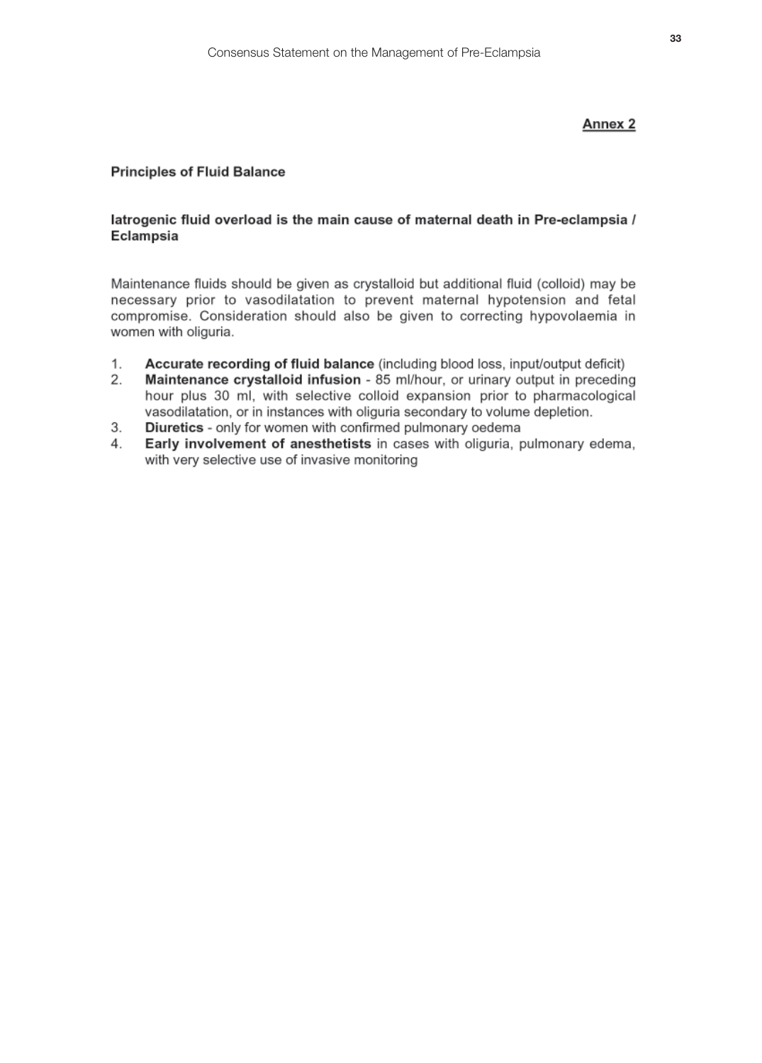## Annex 2

### Principles of Fluid Balance

**Iatrogenic fluid overload is the main cause of maternal death in Pre-eclampsia / Eclampsia**

Maintenance fluids should be given as crystalloid but additional fluid (colloid) may be necessary prior to vasodilatation to prevent maternal hypotension and fetal compromise. Consideration should also be given to correcting hypovolaemia in women with oliguria.

1. **Accurate recording of fluid balance** (including blood loss, input/output deficit)
2. **Maintenance crystalloid infusion** - 85 ml/hour, or urinary output in preceding hour plus 30 ml, with selective colloid expansion prior to pharmacological vasodilatation, or in instances with oliguria secondary to volume depletion.
3. **Diuretics** - only for women with confirmed pulmonary oedema
4. **Early involvement of anesthetists** in cases with oliguria, pulmonary edema, with very selective use of invasive monitoring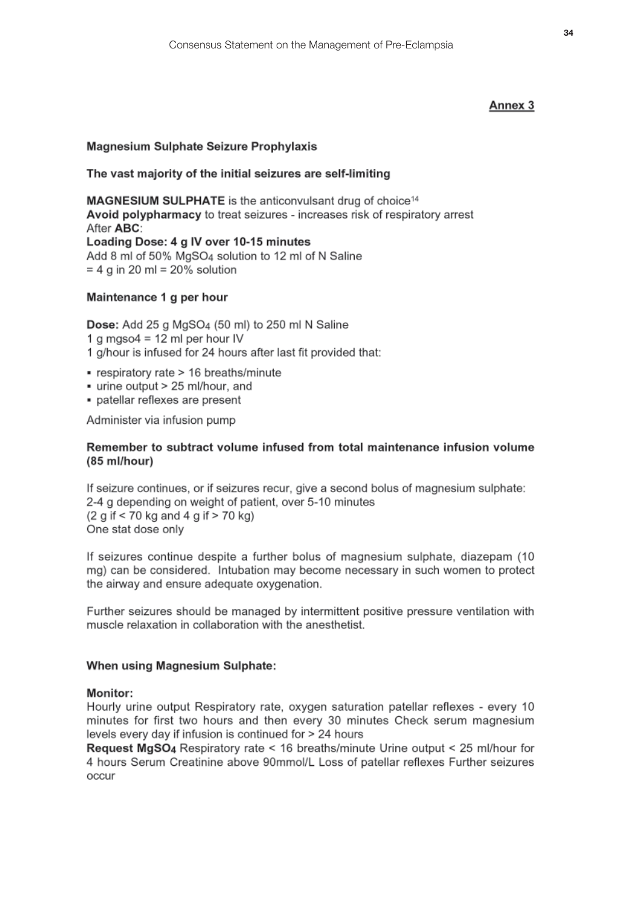Annex 3

**Magnesium Sulphate Seizure Prophylaxis**

**The vast majority of the initial seizures are self-limiting**

**MAGNESIUM SULPHATE** is the anticonvulsant drug of choice[14]
**Avoid polypharmacy** to treat seizures - increases risk of respiratory arrest
After **ABC**:
**Loading Dose: 4 g IV over 10-15 minutes**
Add 8 ml of 50% $MgSO_4$ solution to 12 ml of N Saline
= 4 g in 20 ml = 20% solution

**Maintenance 1 g per hour**

**Dose:** Add 25 g $MgSO_4$ (50 ml) to 250 ml N Saline
1 g mgso4 = 12 ml per hour IV
1 g/hour is infused for 24 hours after last fit provided that:

- respiratory rate > 16 breaths/minute
- urine output > 25 ml/hour, and
- patellar reflexes are present

Administer via infusion pump

**Remember to subtract volume infused from total maintenance infusion volume (85 ml/hour)**

If seizure continues, or if seizures recur, give a second bolus of magnesium sulphate:
2-4 g depending on weight of patient, over 5-10 minutes
(2 g if < 70 kg and 4 g if > 70 kg)
One stat dose only

If seizures continue despite a further bolus of magnesium sulphate, diazepam (10 mg) can be considered. Intubation may become necessary in such women to protect the airway and ensure adequate oxygenation.

Further seizures should be managed by intermittent positive pressure ventilation with muscle relaxation in collaboration with the anesthetist.

**When using Magnesium Sulphate:**

**Monitor:**
Hourly urine output Respiratory rate, oxygen saturation patellar reflexes - every 10 minutes for first two hours and then every 30 minutes Check serum magnesium levels every day if infusion is continued for > 24 hours
**Request $MgSO_4$** Respiratory rate < 16 breaths/minute Urine output < 25 ml/hour for 4 hours Serum Creatinine above 90mmol/L Loss of patellar reflexes Further seizures occur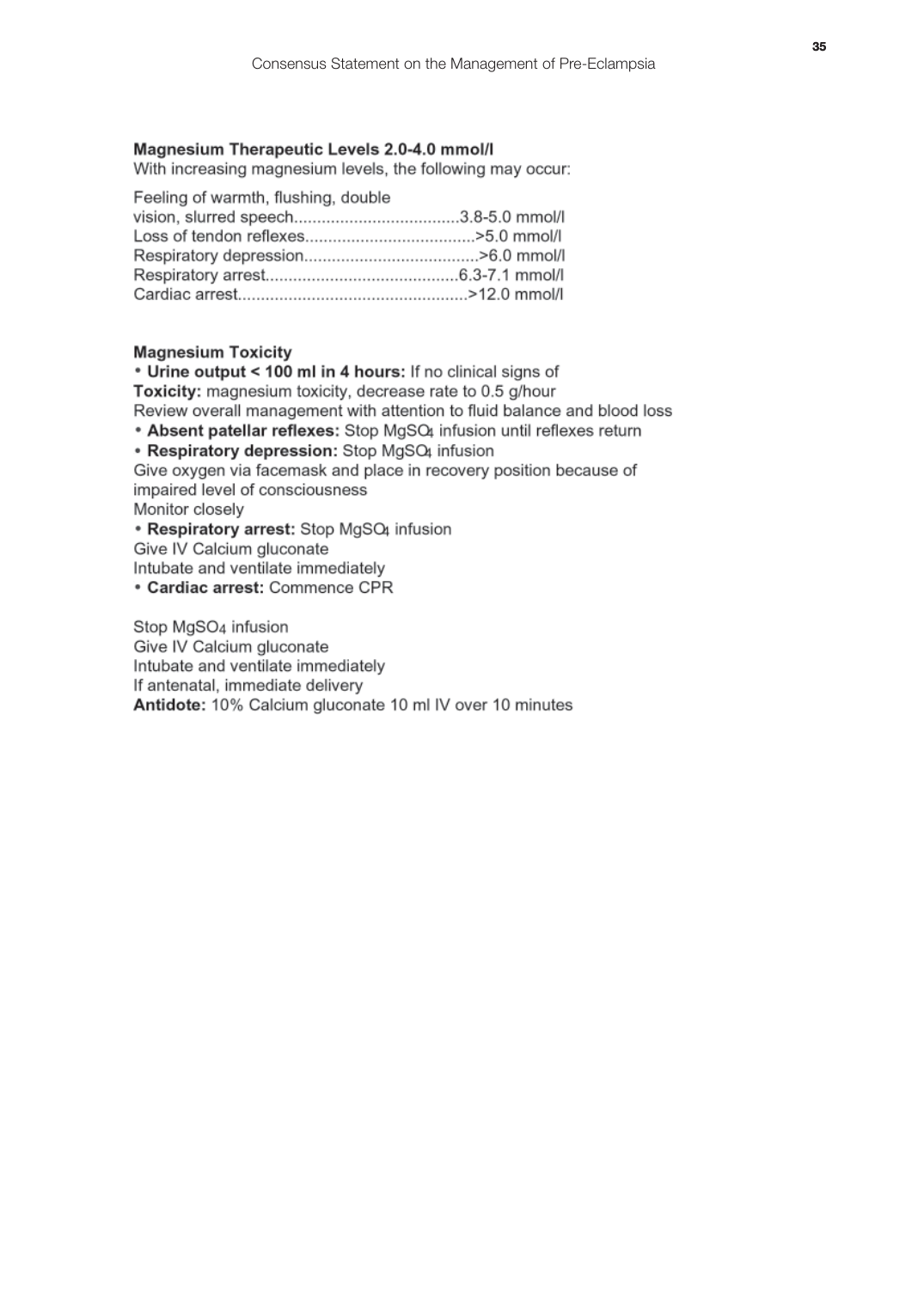### Magnesium Therapeutic Levels 2.0-4.0 mmol/l

With increasing magnesium levels, the following may occur:

Feeling of warmth, flushing, double vision, slurred speech....................................3.8-5.0 mmol/l
Loss of tendon reflexes.....................................>5.0 mmol/l
Respiratory depression......................................>6.0 mmol/l
Respiratory arrest..........................................6.3-7.1 mmol/l
Cardiac arrest.................................................>12.0 mmol/l

### Magnesium Toxicity

- **Urine output < 100 ml in 4 hours:** If no clinical signs of

**Toxicity:** magnesium toxicity, decrease rate to 0.5 g/hour
Review overall management with attention to fluid balance and blood loss

- **Absent patellar reflexes:** Stop $MgSO_4$ infusion until reflexes return
- **Respiratory depression:** Stop $MgSO_4$ infusion

Give oxygen via facemask and place in recovery position because of impaired level of consciousness
Monitor closely

- **Respiratory arrest:** Stop $MgSO_4$ infusion

Give IV Calcium gluconate
Intubate and ventilate immediately

- **Cardiac arrest:** Commence CPR

Stop $MgSO_4$ infusion
Give IV Calcium gluconate
Intubate and ventilate immediately
If antenatal, immediate delivery
**Antidote:** 10% Calcium gluconate 10 ml IV over 10 minutes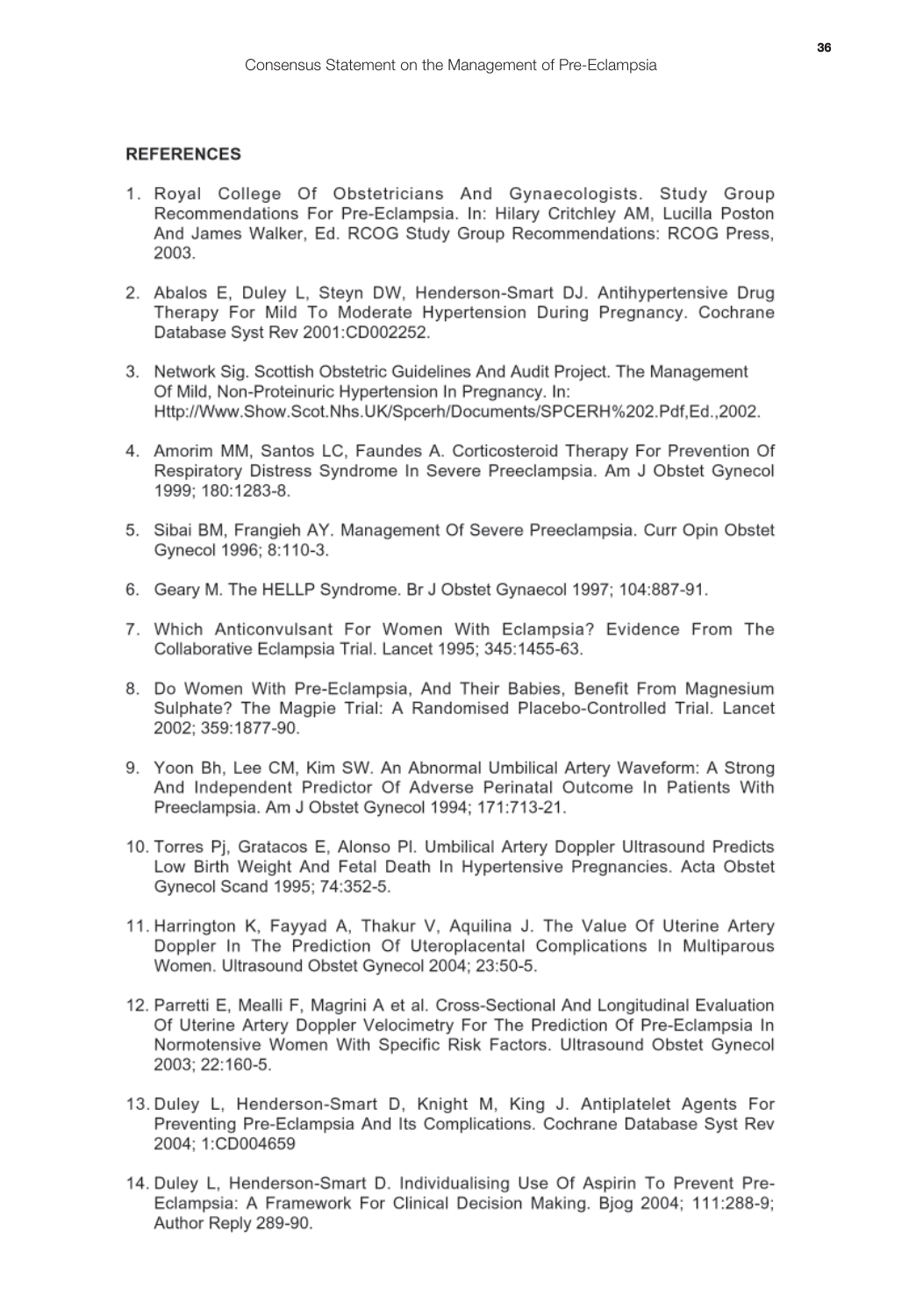## REFERENCES

1. Royal College Of Obstetricians And Gynaecologists. Study Group Recommendations For Pre-Eclampsia. In: Hilary Critchley AM, Lucilla Poston And James Walker, Ed. RCOG Study Group Recommendations: RCOG Press, 2003.

2. Abalos E, Duley L, Steyn DW, Henderson-Smart DJ. Antihypertensive Drug Therapy For Mild To Moderate Hypertension During Pregnancy. Cochrane Database Syst Rev 2001:CD002252.

3. Network Sig. Scottish Obstetric Guidelines And Audit Project. The Management Of Mild, Non-Proteinuric Hypertension In Pregnancy. In: Http://Www.Show.Scot.Nhs.UK/Spcerh/Documents/SPCERH%202.Pdf,Ed.,2002.

4. Amorim MM, Santos LC, Faundes A. Corticosteroid Therapy For Prevention Of Respiratory Distress Syndrome In Severe Preeclampsia. Am J Obstet Gynecol 1999; 180:1283-8.

5. Sibai BM, Frangieh AY. Management Of Severe Preeclampsia. Curr Opin Obstet Gynecol 1996; 8:110-3.

6. Geary M. The HELLP Syndrome. Br J Obstet Gynaecol 1997; 104:887-91.

7. Which Anticonvulsant For Women With Eclampsia? Evidence From The Collaborative Eclampsia Trial. Lancet 1995; 345:1455-63.

8. Do Women With Pre-Eclampsia, And Their Babies, Benefit From Magnesium Sulphate? The Magpie Trial: A Randomised Placebo-Controlled Trial. Lancet 2002; 359:1877-90.

9. Yoon Bh, Lee CM, Kim SW. An Abnormal Umbilical Artery Waveform: A Strong And Independent Predictor Of Adverse Perinatal Outcome In Patients With Preeclampsia. Am J Obstet Gynecol 1994; 171:713-21.

10. Torres Pj, Gratacos E, Alonso Pl. Umbilical Artery Doppler Ultrasound Predicts Low Birth Weight And Fetal Death In Hypertensive Pregnancies. Acta Obstet Gynecol Scand 1995; 74:352-5.

11. Harrington K, Fayyad A, Thakur V, Aquilina J. The Value Of Uterine Artery Doppler In The Prediction Of Uteroplacental Complications In Multiparous Women. Ultrasound Obstet Gynecol 2004; 23:50-5.

12. Parretti E, Mealli F, Magrini A et al. Cross-Sectional And Longitudinal Evaluation Of Uterine Artery Doppler Velocimetry For The Prediction Of Pre-Eclampsia In Normotensive Women With Specific Risk Factors. Ultrasound Obstet Gynecol 2003; 22:160-5.

13. Duley L, Henderson-Smart D, Knight M, King J. Antiplatelet Agents For Preventing Pre-Eclampsia And Its Complications. Cochrane Database Syst Rev 2004; 1:CD004659

14. Duley L, Henderson-Smart D. Individualising Use Of Aspirin To Prevent Pre-Eclampsia: A Framework For Clinical Decision Making. Bjog 2004; 111:288-9; Author Reply 289-90.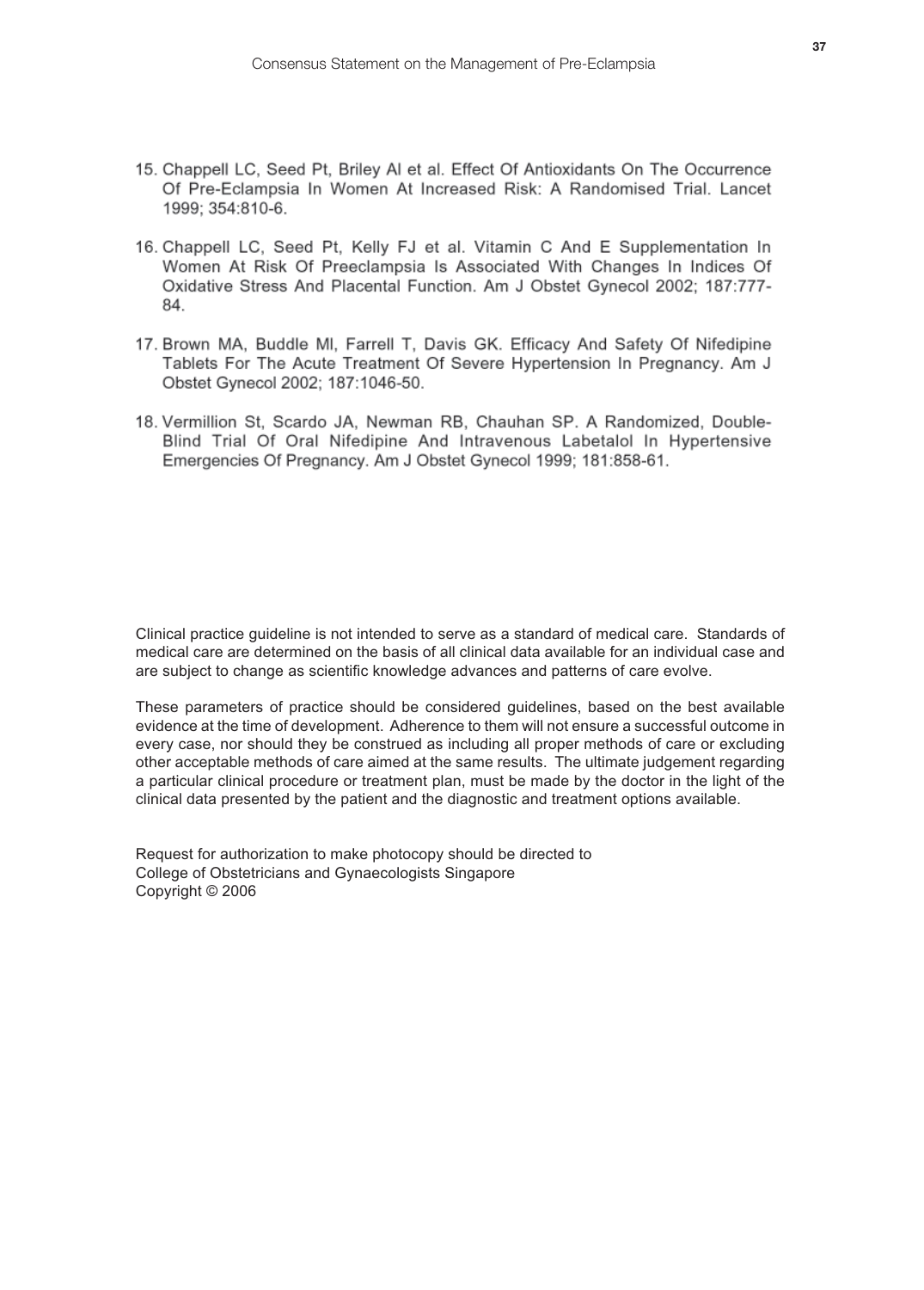15. Chappell LC, Seed Pt, Briley Al et al. Effect Of Antioxidants On The Occurrence Of Pre-Eclampsia In Women At Increased Risk: A Randomised Trial. Lancet 1999; 354:810-6.

16. Chappell LC, Seed Pt, Kelly FJ et al. Vitamin C And E Supplementation In Women At Risk Of Preeclampsia Is Associated With Changes In Indices Of Oxidative Stress And Placental Function. Am J Obstet Gynecol 2002; 187:777-84.

17. Brown MA, Buddle Ml, Farrell T, Davis GK. Efficacy And Safety Of Nifedipine Tablets For The Acute Treatment Of Severe Hypertension In Pregnancy. Am J Obstet Gynecol 2002; 187:1046-50.

18. Vermillion St, Scardo JA, Newman RB, Chauhan SP. A Randomized, Double-Blind Trial Of Oral Nifedipine And Intravenous Labetalol In Hypertensive Emergencies Of Pregnancy. Am J Obstet Gynecol 1999; 181:858-61.

Clinical practice guideline is not intended to serve as a standard of medical care. Standards of medical care are determined on the basis of all clinical data available for an individual case and are subject to change as scientific knowledge advances and patterns of care evolve.

These parameters of practice should be considered guidelines, based on the best available evidence at the time of development. Adherence to them will not ensure a successful outcome in every case, nor should they be construed as including all proper methods of care or excluding other acceptable methods of care aimed at the same results. The ultimate judgement regarding a particular clinical procedure or treatment plan, must be made by the doctor in the light of the clinical data presented by the patient and the diagnostic and treatment options available.

Request for authorization to make photocopy should be directed to
College of Obstetricians and Gynaecologists Singapore
Copyright © 2006